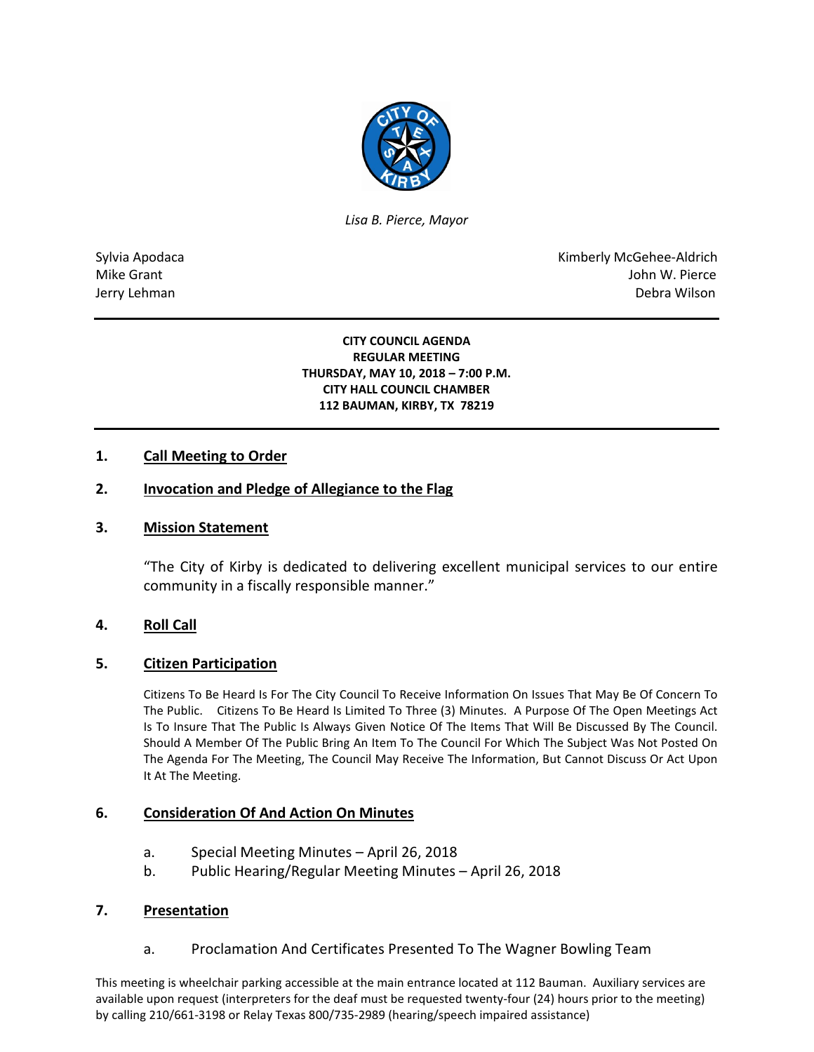*Lisa B. Pierce, Mayor*

Sylvia Apodaca
Mike Grant
Jerry Lehman

Kimberly McGehee-Aldrich
John W. Pierce
Debra Wilson

**CITY COUNCIL AGENDA**
**REGULAR MEETING**
**THURSDAY, MAY 10, 2018 – 7:00 P.M.**
**CITY HALL COUNCIL CHAMBER**
**112 BAUMAN, KIRBY, TX 78219**

## 1. Call Meeting to Order

## 2. Invocation and Pledge of Allegiance to the Flag

## 3. Mission Statement

"The City of Kirby is dedicated to delivering excellent municipal services to our entire community in a fiscally responsible manner."

## 4. Roll Call

## 5. Citizen Participation

Citizens To Be Heard Is For The City Council To Receive Information On Issues That May Be Of Concern To The Public. Citizens To Be Heard Is Limited To Three (3) Minutes. A Purpose Of The Open Meetings Act Is To Insure That The Public Is Always Given Notice Of The Items That Will Be Discussed By The Council. Should A Member Of The Public Bring An Item To The Council For Which The Subject Was Not Posted On The Agenda For The Meeting, The Council May Receive The Information, But Cannot Discuss Or Act Upon It At The Meeting.

## 6. Consideration Of And Action On Minutes

a. Special Meeting Minutes – April 26, 2018
b. Public Hearing/Regular Meeting Minutes – April 26, 2018

## 7. Presentation

a. Proclamation And Certificates Presented To The Wagner Bowling Team

This meeting is wheelchair parking accessible at the main entrance located at 112 Bauman. Auxiliary services are available upon request (interpreters for the deaf must be requested twenty-four (24) hours prior to the meeting) by calling 210/661-3198 or Relay Texas 800/735-2989 (hearing/speech impaired assistance)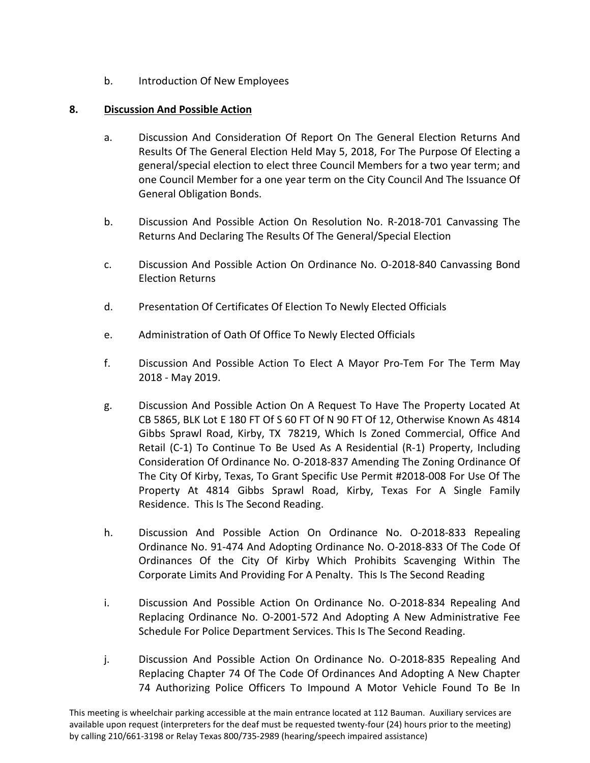b. Introduction Of New Employees

**8. Discussion And Possible Action**

a. Discussion And Consideration Of Report On The General Election Returns And Results Of The General Election Held May 5, 2018, For The Purpose Of Electing a general/special election to elect three Council Members for a two year term; and one Council Member for a one year term on the City Council And The Issuance Of General Obligation Bonds.

b. Discussion And Possible Action On Resolution No. R-2018-701 Canvassing The Returns And Declaring The Results Of The General/Special Election

c. Discussion And Possible Action On Ordinance No. O-2018-840 Canvassing Bond Election Returns

d. Presentation Of Certificates Of Election To Newly Elected Officials

e. Administration of Oath Of Office To Newly Elected Officials

f. Discussion And Possible Action To Elect A Mayor Pro-Tem For The Term May 2018 - May 2019.

g. Discussion And Possible Action On A Request To Have The Property Located At CB 5865, BLK Lot E 180 FT Of S 60 FT Of N 90 FT Of 12, Otherwise Known As 4814 Gibbs Sprawl Road, Kirby, TX 78219, Which Is Zoned Commercial, Office And Retail (C-1) To Continue To Be Used As A Residential (R-1) Property, Including Consideration Of Ordinance No. O-2018-837 Amending The Zoning Ordinance Of The City Of Kirby, Texas, To Grant Specific Use Permit #2018-008 For Use Of The Property At 4814 Gibbs Sprawl Road, Kirby, Texas For A Single Family Residence. This Is The Second Reading.

h. Discussion And Possible Action On Ordinance No. O-2018-833 Repealing Ordinance No. 91-474 And Adopting Ordinance No. O-2018-833 Of The Code Of Ordinances Of the City Of Kirby Which Prohibits Scavenging Within The Corporate Limits And Providing For A Penalty. This Is The Second Reading

i. Discussion And Possible Action On Ordinance No. O-2018-834 Repealing And Replacing Ordinance No. O-2001-572 And Adopting A New Administrative Fee Schedule For Police Department Services. This Is The Second Reading.

j. Discussion And Possible Action On Ordinance No. O-2018-835 Repealing And Replacing Chapter 74 Of The Code Of Ordinances And Adopting A New Chapter 74 Authorizing Police Officers To Impound A Motor Vehicle Found To Be In

This meeting is wheelchair parking accessible at the main entrance located at 112 Bauman. Auxiliary services are available upon request (interpreters for the deaf must be requested twenty-four (24) hours prior to the meeting) by calling 210/661-3198 or Relay Texas 800/735-2989 (hearing/speech impaired assistance)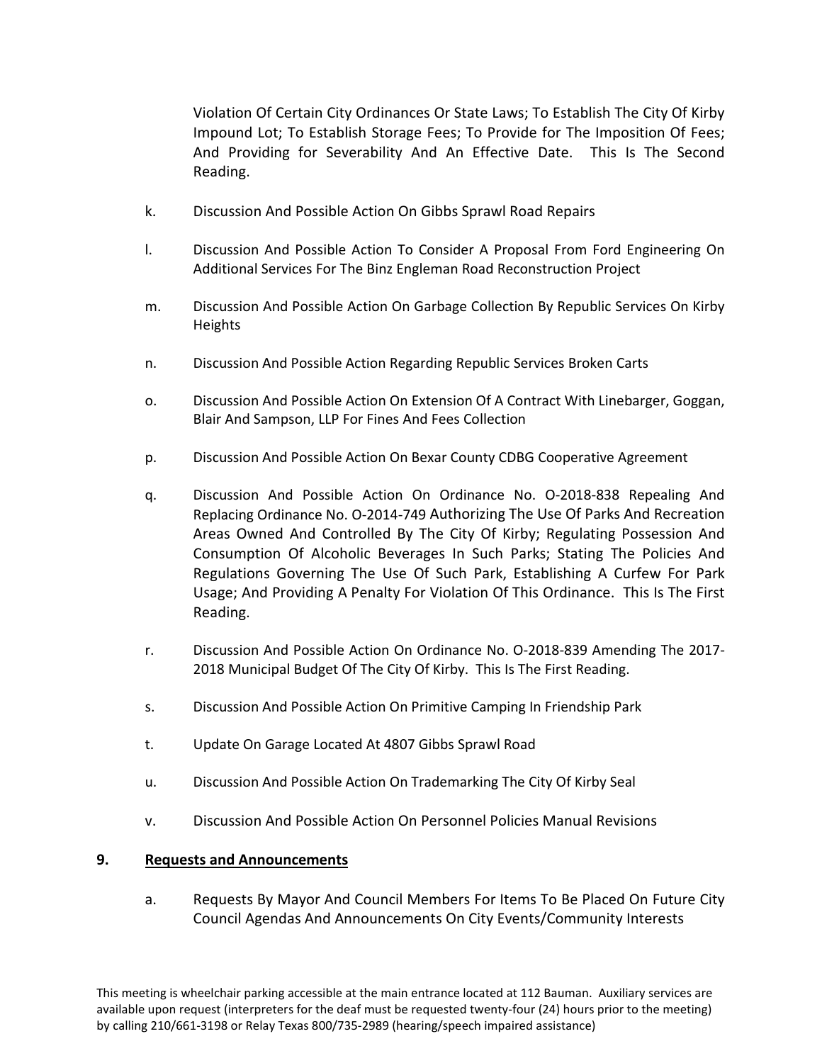Violation Of Certain City Ordinances Or State Laws; To Establish The City Of Kirby Impound Lot; To Establish Storage Fees; To Provide for The Imposition Of Fees; And Providing for Severability And An Effective Date. This Is The Second Reading.

k. Discussion And Possible Action On Gibbs Sprawl Road Repairs

l. Discussion And Possible Action To Consider A Proposal From Ford Engineering On Additional Services For The Binz Engleman Road Reconstruction Project

m. Discussion And Possible Action On Garbage Collection By Republic Services On Kirby Heights

n. Discussion And Possible Action Regarding Republic Services Broken Carts

o. Discussion And Possible Action On Extension Of A Contract With Linebarger, Goggan, Blair And Sampson, LLP For Fines And Fees Collection

p. Discussion And Possible Action On Bexar County CDBG Cooperative Agreement

q. Discussion And Possible Action On Ordinance No. O-2018-838 Repealing And Replacing Ordinance No. O-2014-749 Authorizing The Use Of Parks And Recreation Areas Owned And Controlled By The City Of Kirby; Regulating Possession And Consumption Of Alcoholic Beverages In Such Parks; Stating The Policies And Regulations Governing The Use Of Such Park, Establishing A Curfew For Park Usage; And Providing A Penalty For Violation Of This Ordinance. This Is The First Reading.

r. Discussion And Possible Action On Ordinance No. O-2018-839 Amending The 2017-2018 Municipal Budget Of The City Of Kirby. This Is The First Reading.

s. Discussion And Possible Action On Primitive Camping In Friendship Park

t. Update On Garage Located At 4807 Gibbs Sprawl Road

u. Discussion And Possible Action On Trademarking The City Of Kirby Seal

v. Discussion And Possible Action On Personnel Policies Manual Revisions

## 9. Requests and Announcements

a. Requests By Mayor And Council Members For Items To Be Placed On Future City Council Agendas And Announcements On City Events/Community Interests

This meeting is wheelchair parking accessible at the main entrance located at 112 Bauman. Auxiliary services are available upon request (interpreters for the deaf must be requested twenty-four (24) hours prior to the meeting) by calling 210/661-3198 or Relay Texas 800/735-2989 (hearing/speech impaired assistance)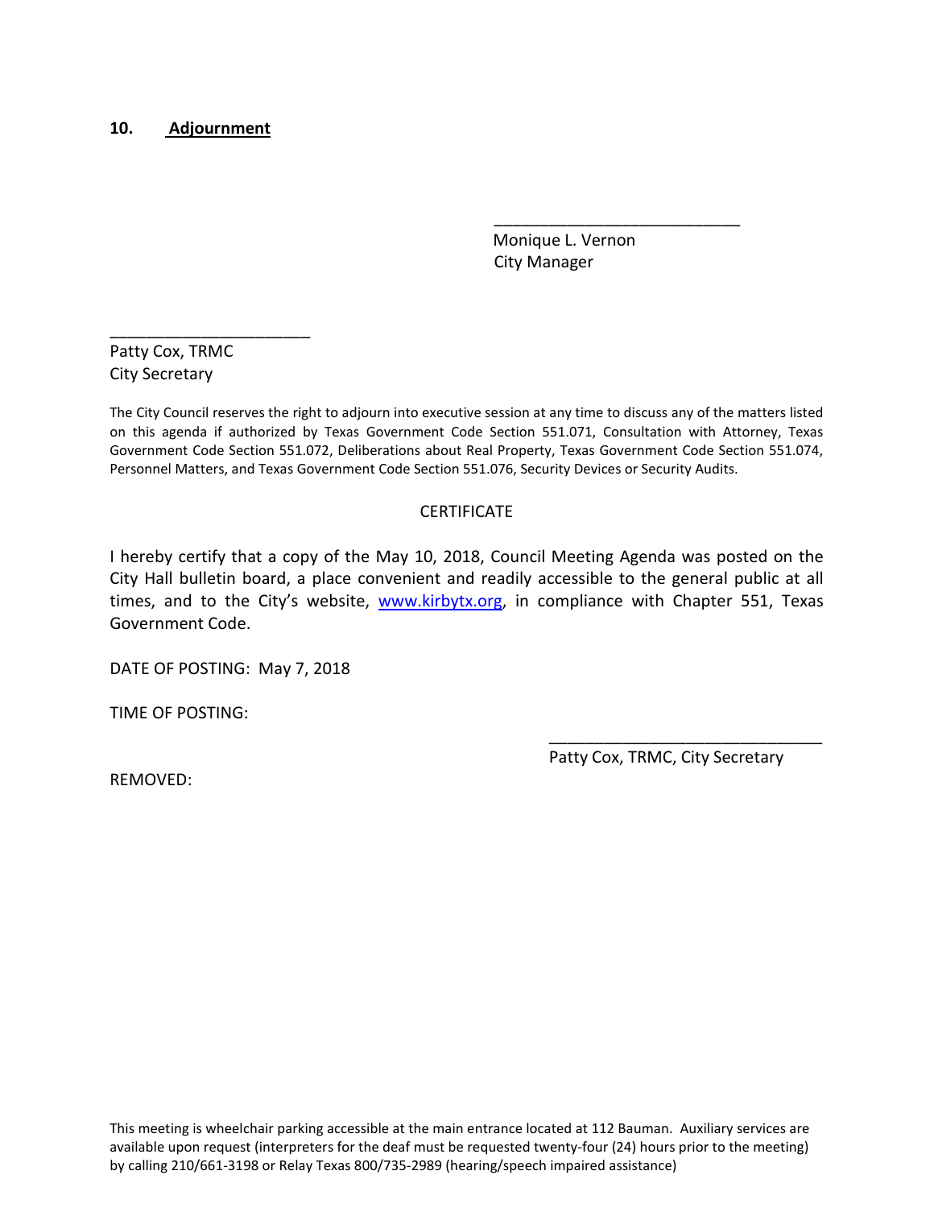**10. Adjournment**

\_\_\_\_\_\_\_\_\_\_\_\_\_\_\_\_\_\_\_\_\_\_\_\_\_\_\_\_
Monique L. Vernon
City Manager

\_\_\_\_\_\_\_\_\_\_\_\_\_\_\_\_\_\_\_\_\_\_\_\_
Patty Cox, TRMC
City Secretary

The City Council reserves the right to adjourn into executive session at any time to discuss any of the matters listed on this agenda if authorized by Texas Government Code Section 551.071, Consultation with Attorney, Texas Government Code Section 551.072, Deliberations about Real Property, Texas Government Code Section 551.074, Personnel Matters, and Texas Government Code Section 551.076, Security Devices or Security Audits.

CERTIFICATE

I hereby certify that a copy of the May 10, 2018, Council Meeting Agenda was posted on the City Hall bulletin board, a place convenient and readily accessible to the general public at all times, and to the City's website, www.kirbytx.org, in compliance with Chapter 551, Texas Government Code.

DATE OF POSTING: May 7, 2018

TIME OF POSTING:

\_\_\_\_\_\_\_\_\_\_\_\_\_\_\_\_\_\_\_\_\_\_\_\_\_\_\_\_\_\_\_
Patty Cox, TRMC, City Secretary

REMOVED:

This meeting is wheelchair parking accessible at the main entrance located at 112 Bauman. Auxiliary services are available upon request (interpreters for the deaf must be requested twenty-four (24) hours prior to the meeting) by calling 210/661-3198 or Relay Texas 800/735-2989 (hearing/speech impaired assistance)